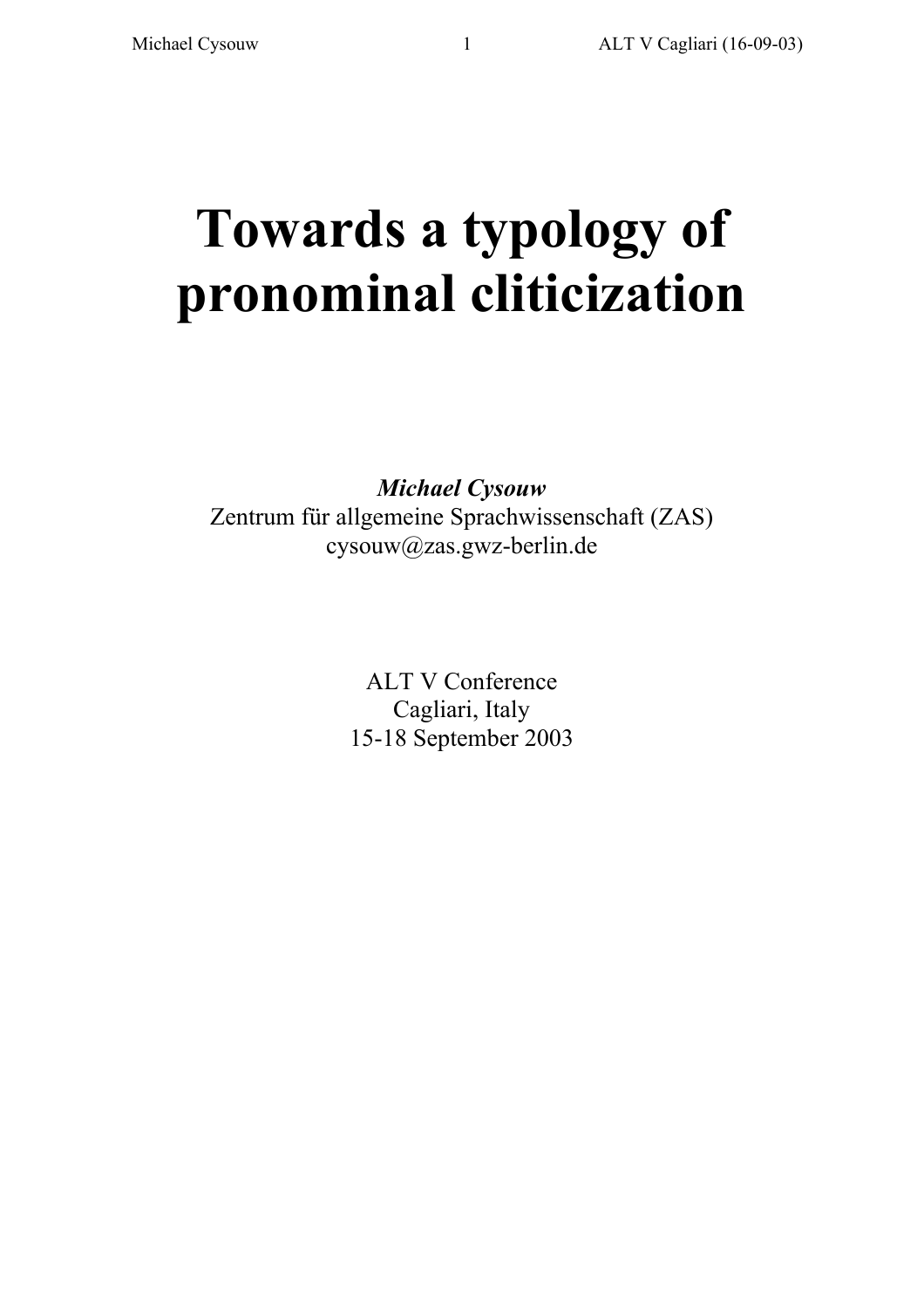# Towards a typology of pronominal cliticization

***Michael Cysouw***

Zentrum für allgemeine Sprachwissenschaft (ZAS)

cysouw@zas.gwz-berlin.de

ALT V Conference

Cagliari, Italy

15-18 September 2003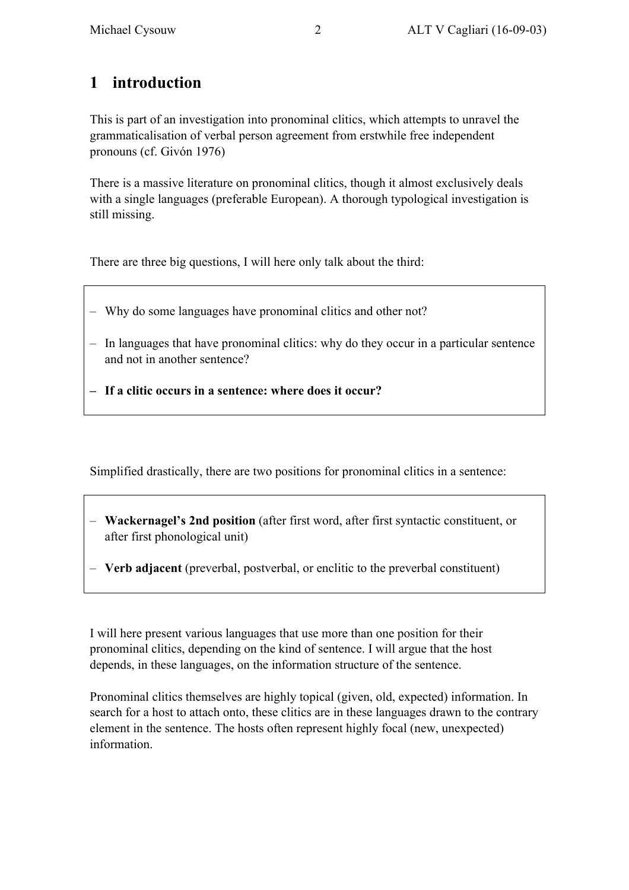# 1 introduction

This is part of an investigation into pronominal clitics, which attempts to unravel the grammaticalisation of verbal person agreement from erstwhile free independent pronouns (cf. Givón 1976)

There is a massive literature on pronominal clitics, though it almost exclusively deals with a single languages (preferable European). A thorough typological investigation is still missing.

There are three big questions, I will here only talk about the third:

- Why do some languages have pronominal clitics and other not?
- In languages that have pronominal clitics: why do they occur in a particular sentence and not in another sentence?
- **If a clitic occurs in a sentence: where does it occur?**

Simplified drastically, there are two positions for pronominal clitics in a sentence:

- **Wackernagel's 2nd position** (after first word, after first syntactic constituent, or after first phonological unit)
- **Verb adjacent** (preverbal, postverbal, or enclitic to the preverbal constituent)

I will here present various languages that use more than one position for their pronominal clitics, depending on the kind of sentence. I will argue that the host depends, in these languages, on the information structure of the sentence.

Pronominal clitics themselves are highly topical (given, old, expected) information. In search for a host to attach onto, these clitics are in these languages drawn to the contrary element in the sentence. The hosts often represent highly focal (new, unexpected) information.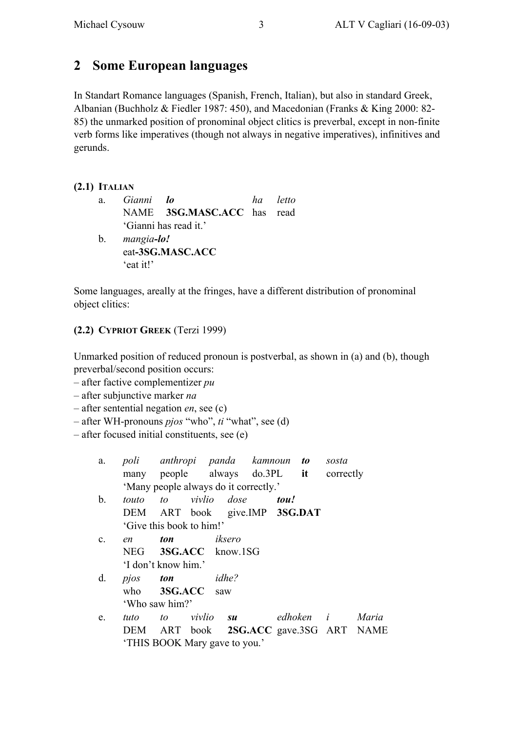## 2 Some European languages

In Standart Romance languages (Spanish, French, Italian), but also in standard Greek, Albanian (Buchholz & Fiedler 1987: 450), and Macedonian (Franks & King 2000: 82-85) the unmarked position of pronominal object clitics is preverbal, except in non-finite verb forms like imperatives (though not always in negative imperatives), infinitives and gerunds.

**(2.1) ITALIAN**

a. *Gianni* ***lo*** *ha letto*
NAME **3SG.MASC.ACC** has read
'Gianni has read it.'

b. *mangia**-lo!***
eat**-3SG.MASC.ACC**
'eat it!'

Some languages, areally at the fringes, have a different distribution of pronominal object clitics:

**(2.2) CYPRIOT GREEK** (Terzi 1999)

Unmarked position of reduced pronoun is postverbal, as shown in (a) and (b), though preverbal/second position occurs:
– after factive complementizer *pu*
– after subjunctive marker *na*
– after sentential negation *en*, see (c)
– after WH-pronouns *pjos* "who", *ti* "what", see (d)
– after focused initial constituents, see (e)

a. *poli anthropi panda kamnoun* ***to*** *sosta*
many people always do.3PL **it** correctly
'Many people always do it correctly.'

b. *touto to vivlio dose* ***tou!***
DEM ART book give.IMP **3SG.DAT**
'Give this book to him!'

c. *en* ***ton*** *iksero*
NEG **3SG.ACC** know.1SG
'I don't know him.'

d. *pjos* ***ton*** *idhe?*
who **3SG.ACC** saw
'Who saw him?'

e. *tuto to vivlio* ***su*** *edhoken i Maria*
DEM ART book **2SG.ACC** gave.3SG ART NAME
'THIS BOOK Mary gave to you.'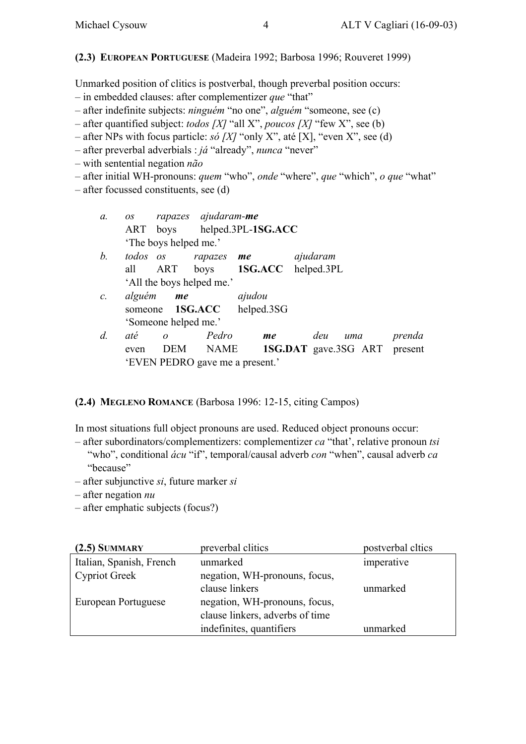**(2.3) European Portuguese** (Madeira 1992; Barbosa 1996; Rouveret 1999)

Unmarked position of clitics is postverbal, though preverbal position occurs:

– in embedded clauses: after complementizer *que* "that"
– after indefinite subjects: *ninguém* "no one", *alguém* "someone, see (c)
– after quantified subject: *todos [X]* "all X", *poucos [X]* "few X", see (b)
– after NPs with focus particle: *só [X]* "only X", até [X], "even X", see (d)
– after preverbal adverbials : *já* "already", *nunca* "never"
– with sentential negation *não*
– after initial WH-pronouns: *quem* "who", *onde* "where", *que* "which", *o que* "what"
– after focussed constituents, see (d)

a. *os rapazes ajudaram-**me***
ART boys helped.3PL-**1SG.ACC**
'The boys helped me.'

b. *todos os rapazes **me** ajudaram*
all ART boys **1SG.ACC** helped.3PL
'All the boys helped me.'

c. *alguém **me** ajudou*
someone **1SG.ACC** helped.3SG
'Someone helped me.'

d. *até o Pedro **me** deu uma prenda*
even DEM NAME **1SG.DAT** gave.3SG ART present
'EVEN PEDRO gave me a present.'

**(2.4) Megleno Romance** (Barbosa 1996: 12-15, citing Campos)

In most situations full object pronouns are used. Reduced object pronouns occur:

– after subordinators/complementizers: complementizer *ca* "that', relative pronoun *tsi* "who", conditional *ácu* "if", temporal/causal adverb *con* "when", causal adverb *ca* "because"
– after subjunctive *si*, future marker *si*
– after negation *nu*
– after emphatic subjects (focus?)

| **(2.5) Summary** | preverbal clitics | postverbal cltics |
|---|---|---|
| Italian, Spanish, French | unmarked | imperative |
| Cypriot Greek | negation, WH-pronouns, focus, clause linkers | unmarked |
| European Portuguese | negation, WH-pronouns, focus, clause linkers, adverbs of time indefinites, quantifiers | unmarked |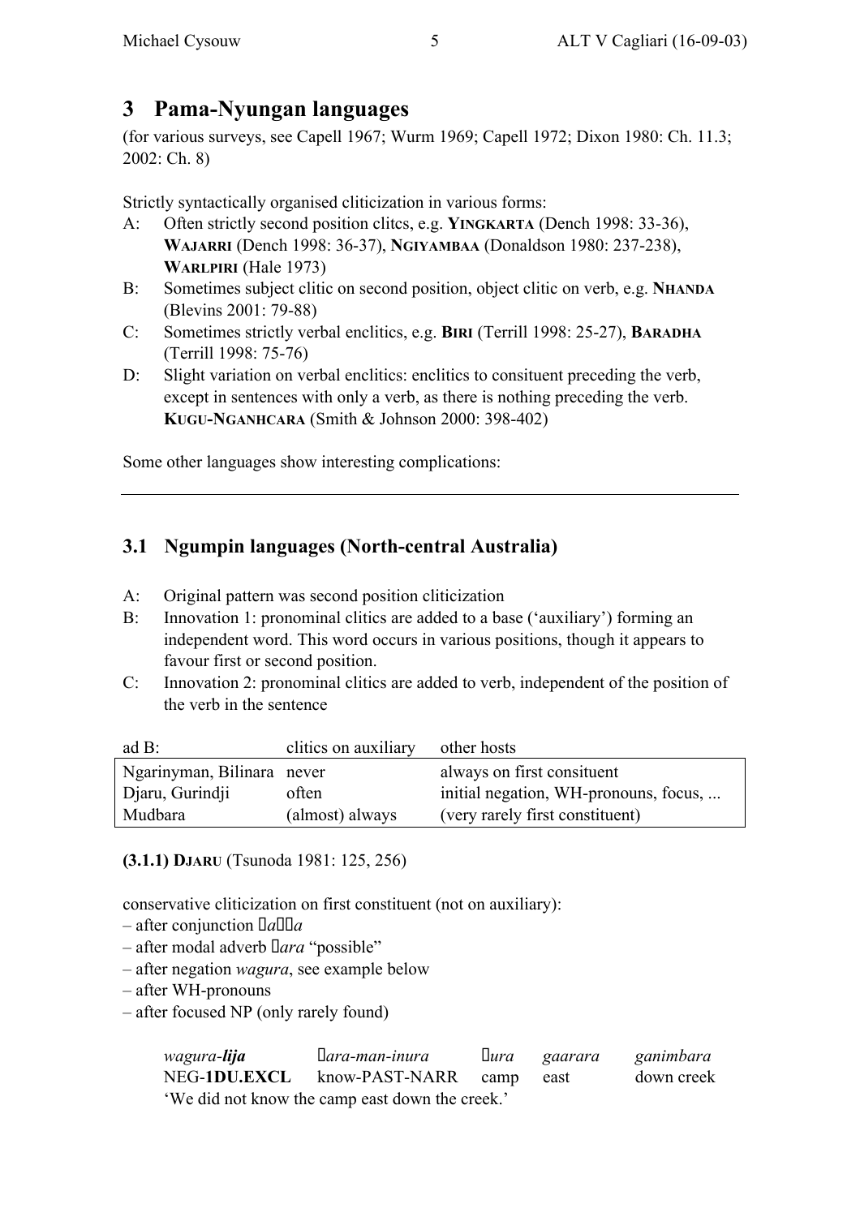## 3 Pama-Nyungan languages

(for various surveys, see Capell 1967; Wurm 1969; Capell 1972; Dixon 1980: Ch. 11.3; 2002: Ch. 8)

Strictly syntactically organised cliticization in various forms:

- A: Often strictly second position clitcs, e.g. **YINGKARTA** (Dench 1998: 33-36), **WAJARRI** (Dench 1998: 36-37), **NGIYAMBAA** (Donaldson 1980: 237-238), **WARLPIRI** (Hale 1973)
- B: Sometimes subject clitic on second position, object clitic on verb, e.g. **NHANDA** (Blevins 2001: 79-88)
- C: Sometimes strictly verbal enclitics, e.g. **BIRI** (Terrill 1998: 25-27), **BARADHA** (Terrill 1998: 75-76)
- D: Slight variation on verbal enclitics: enclitics to consituent preceding the verb, except in sentences with only a verb, as there is nothing preceding the verb. **KUGU-NGANHCARA** (Smith & Johnson 2000: 398-402)

Some other languages show interesting complications:

---

### 3.1 Ngumpin languages (North-central Australia)

- A: Original pattern was second position cliticization
- B: Innovation 1: pronominal clitics are added to a base ('auxiliary') forming an independent word. This word occurs in various positions, though it appears to favour first or second position.
- C: Innovation 2: pronominal clitics are added to verb, independent of the position of the verb in the sentence

| ad B: | clitics on auxiliary | other hosts |
|---|---|---|
| Ngarinyman, Bilinara | never | always on first consituent |
| Djaru, Gurindji | often | initial negation, WH-pronouns, focus, ... |
| Mudbara | (almost) always | (very rarely first constituent) |

**(3.1.1) DJARU** (Tsunoda 1981: 125, 256)

conservative cliticization on first constituent (not on auxiliary):

– after conjunction *a a*
– after modal adverb *ara* "possible"
– after negation *wagura*, see example below
– after WH-pronouns
– after focused NP (only rarely found)

| *wagura-**lija*** | *ara-man-inura* | *ura* | *gaarara* | *ganimbara* |
|---|---|---|---|---|
| NEG-**1DU.EXCL** | know-PAST-NARR | camp | east | down creek |

'We did not know the camp east down the creek.'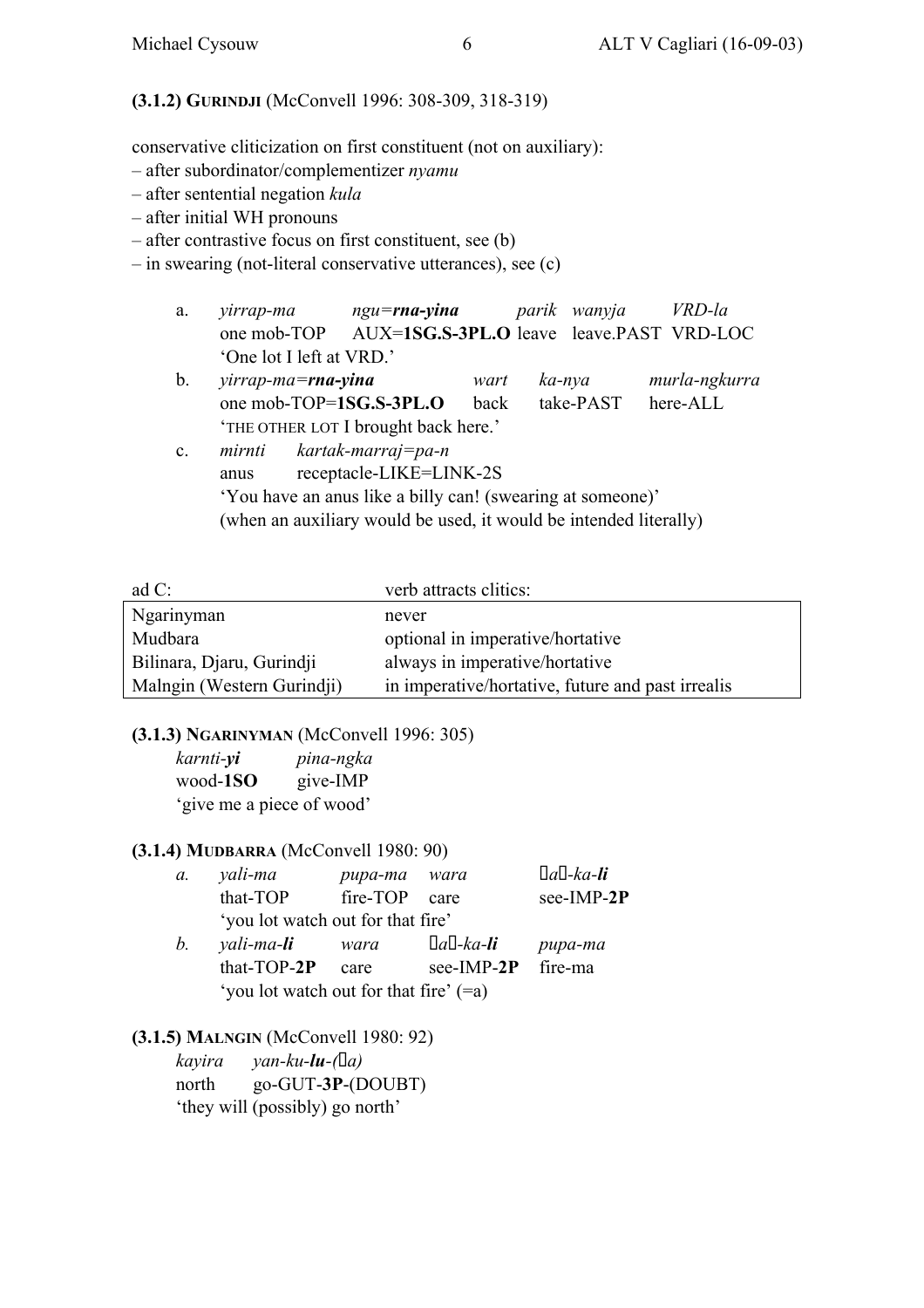**(3.1.2) GURINDJI** (McConvell 1996: 308-309, 318-319)

conservative cliticization on first constituent (not on auxiliary):
– after subordinator/complementizer *nyamu*
– after sentential negation *kula*
– after initial WH pronouns
– after contrastive focus on first constituent, see (b)
– in swearing (not-literal conservative utterances), see (c)

a. *yirrap-ma* *ngu=**rna-yina*** *parik* *wanyja* *VRD-la*
one mob-TOP AUX=**1SG.S-3PL.O** leave leave.PAST VRD-LOC
'One lot I left at VRD.'

b. *yirrap-ma=**rna-yina*** *wart* *ka-nya* *murla-ngkurra*
one mob-TOP=**1SG.S-3PL.O** back take-PAST here-ALL
'THE OTHER LOT I brought back here.'

c. *mirnti* *kartak-marraj=pa-n*
anus receptacle-LIKE=LINK-2S
'You have an anus like a billy can! (swearing at someone)'
(when an auxiliary would be used, it would be intended literally)

| ad C: | verb attracts clitics: |
|---|---|
| Ngarinyman | never |
| Mudbara | optional in imperative/hortative |
| Bilinara, Djaru, Gurindji | always in imperative/hortative |
| Malngin (Western Gurindji) | in imperative/hortative, future and past irrealis |

**(3.1.3) NGARINYMAN** (McConvell 1996: 305)

*karnti-**yi*** *pina-ngka*
wood-**1SO** give-IMP
'give me a piece of wood'

**(3.1.4) MUDBARRA** (McConvell 1980: 90)

*a.* *yali-ma* *pupa-ma* *wara* *ŋaŋ-ka-**li***
that-TOP fire-TOP care see-IMP-**2P**
'you lot watch out for that fire'

*b.* *yali-ma-**li*** *wara* *ŋaŋ-ka-**li*** *pupa-ma*
that-TOP-**2P** care see-IMP-**2P** fire-ma
'you lot watch out for that fire' (=a)

**(3.1.5) MALNGIN** (McConvell 1980: 92)

*kayira* *yan-ku-**lu**-(ŋa)*
north go-GUT-**3P**-(DOUBT)
'they will (possibly) go north'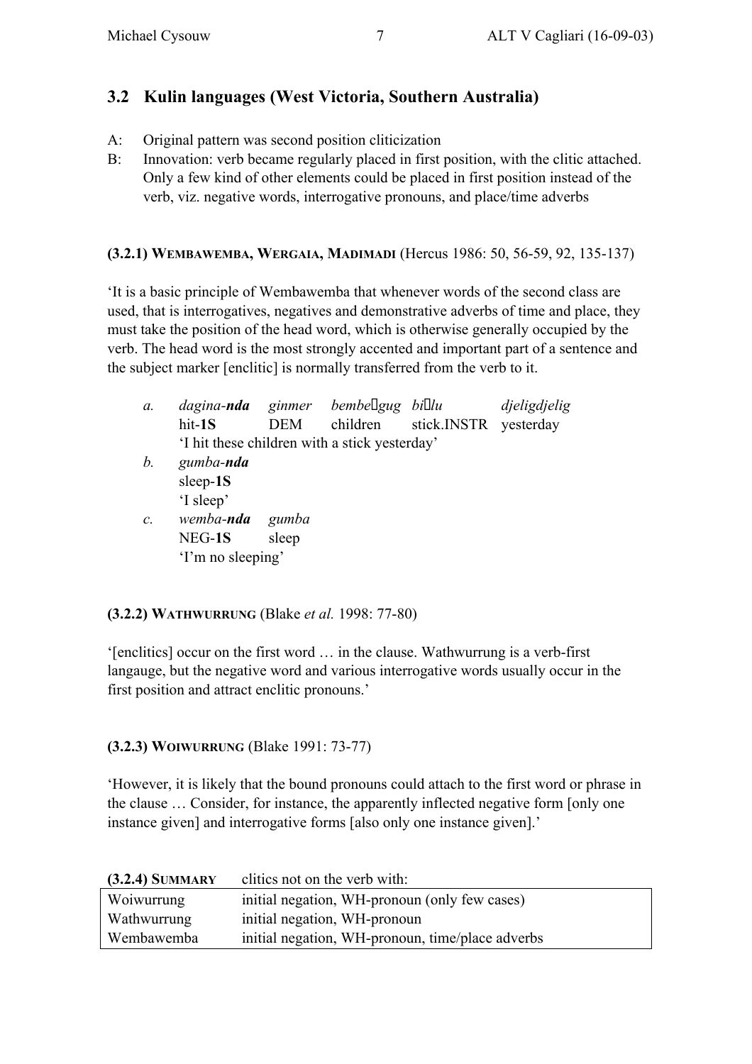## 3.2 Kulin languages (West Victoria, Southern Australia)

A: Original pattern was second position cliticization

B: Innovation: verb became regularly placed in first position, with the clitic attached. Only a few kind of other elements could be placed in first position instead of the verb, viz. negative words, interrogative pronouns, and place/time adverbs

### (3.2.1) Wembawemba, Wergaia, Madimadi (Hercus 1986: 50, 56-59, 92, 135-137)

'It is a basic principle of Wembawemba that whenever words of the second class are used, that is interrogatives, negatives and demonstrative adverbs of time and place, they must take the position of the head word, which is otherwise generally occupied by the verb. The head word is the most strongly accented and important part of a sentence and the subject marker [enclitic] is normally transferred from the verb to it.

| | | | | | |
|---|---|---|---|---|---|
| *a.* | *dagina-**nda*** | *ginmer* | *bembe□gug* | *bi□lu* | *djeligdjelig* |
| | hit-**1S** | DEM | children | stick.INSTR | yesterday |
| | 'I hit these children with a stick yesterday' | | | | |
| *b.* | *gumba-**nda*** | | | | |
| | sleep-**1S** | | | | |
| | 'I sleep' | | | | |
| *c.* | *wemba-**nda*** | *gumba* | | | |
| | NEG-**1S** | sleep | | | |
| | 'I'm no sleeping' | | | | |

### (3.2.2) Wathwurrung (Blake *et al.* 1998: 77-80)

'[enclitics] occur on the first word … in the clause. Wathwurrung is a verb-first langauge, but the negative word and various interrogative words usually occur in the first position and attract enclitic pronouns.'

### (3.2.3) Woiwurrung (Blake 1991: 73-77)

'However, it is likely that the bound pronouns could attach to the first word or phrase in the clause … Consider, for instance, the apparently inflected negative form [only one instance given] and interrogative forms [also only one instance given].'

| (3.2.4) Summary | clitics not on the verb with: |
|---|---|
| Woiwurrung | initial negation, WH-pronoun (only few cases) |
| Wathwurrung | initial negation, WH-pronoun |
| Wembawemba | initial negation, WH-pronoun, time/place adverbs |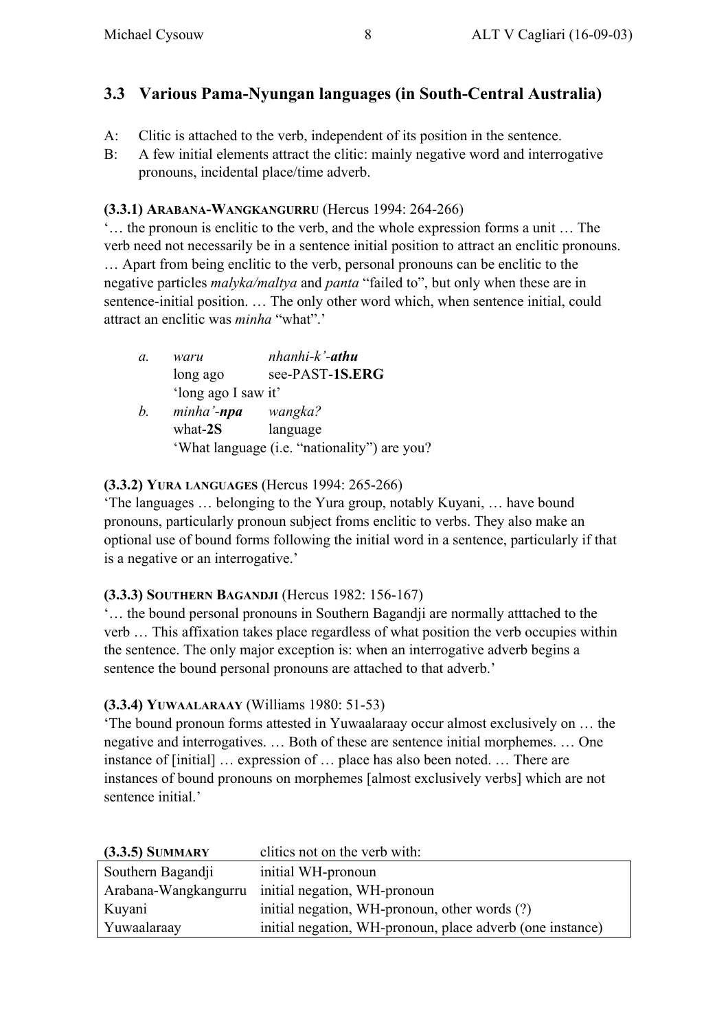## 3.3 Various Pama-Nyungan languages (in South-Central Australia)

A: Clitic is attached to the verb, independent of its position in the sentence.

B: A few initial elements attract the clitic: mainly negative word and interrogative pronouns, incidental place/time adverb.

**(3.3.1) ARABANA-WANGKANGURRU** (Hercus 1994: 264-266)

'… the pronoun is enclitic to the verb, and the whole expression forms a unit … The verb need not necessarily be in a sentence initial position to attract an enclitic pronouns. … Apart from being enclitic to the verb, personal pronouns can be enclitic to the negative particles *malyka/maltya* and *panta* "failed to", but only when these are in sentence-initial position. … The only other word which, when sentence initial, could attract an enclitic was *minha* "what".'

*a.* *waru* *nhanhi-k'-**athu***
long ago see-PAST-**1S.ERG**
'long ago I saw it'

*b.* *minha'-**npa*** *wangka?*
what-**2S** language
'What language (i.e. "nationality") are you?

**(3.3.2) YURA LANGUAGES** (Hercus 1994: 265-266)

'The languages … belonging to the Yura group, notably Kuyani, … have bound pronouns, particularly pronoun subject froms enclitic to verbs. They also make an optional use of bound forms following the initial word in a sentence, particularly if that is a negative or an interrogative.'

**(3.3.3) SOUTHERN BAGANDJI** (Hercus 1982: 156-167)

'… the bound personal pronouns in Southern Bagandji are normally atttached to the verb … This affixation takes place regardless of what position the verb occupies within the sentence. The only major exception is: when an interrogative adverb begins a sentence the bound personal pronouns are attached to that adverb.'

**(3.3.4) YUWAALARAAY** (Williams 1980: 51-53)

'The bound pronoun forms attested in Yuwaalaraay occur almost exclusively on … the negative and interrogatives. … Both of these are sentence initial morphemes. … One instance of [initial] … expression of … place has also been noted. … There are instances of bound pronouns on morphemes [almost exclusively verbs] which are not sentence initial.'

| **(3.3.5) SUMMARY** | clitics not on the verb with: |
|---|---|
| Southern Bagandji | initial WH-pronoun |
| Arabana-Wangkangurru | initial negation, WH-pronoun |
| Kuyani | initial negation, WH-pronoun, other words (?) |
| Yuwaalaraay | initial negation, WH-pronoun, place adverb (one instance) |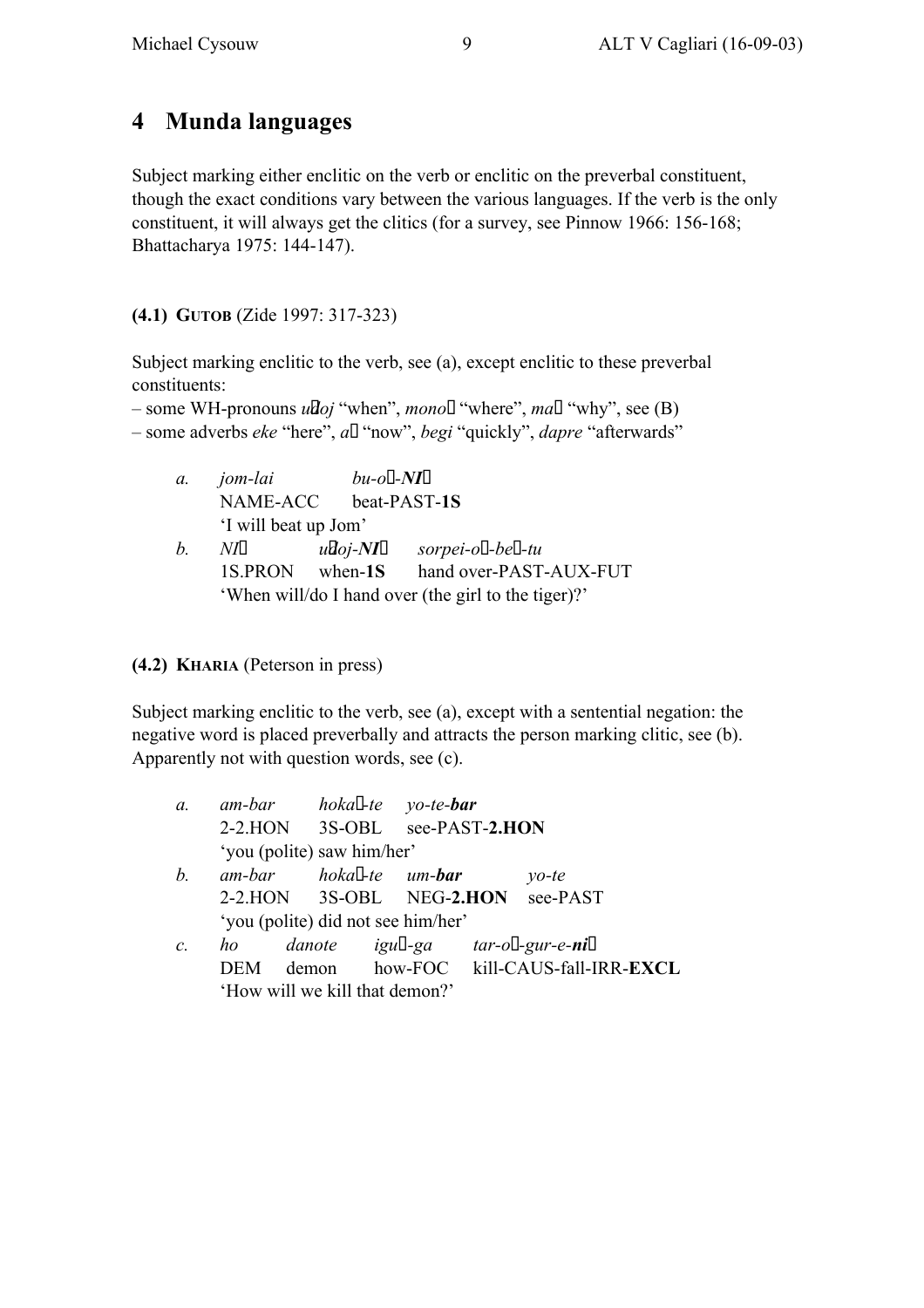# 4 Munda languages

Subject marking either enclitic on the verb or enclitic on the preverbal constituent, though the exact conditions vary between the various languages. If the verb is the only constituent, it will always get the clitics (for a survey, see Pinnow 1966: 156-168; Bhattacharya 1975: 144-147).

**(4.1) GUTOB** (Zide 1997: 317-323)

Subject marking enclitic to the verb, see (a), except enclitic to these preverbal constituents:

– some WH-pronouns *uɖoj* "when", *monoɁ* "where", *maɁ* "why", see (B)
– some adverbs *eke* "here", *aɁ* "now", *begi* "quickly", *dapre* "afterwards"

| | | | |
|---|---|---|---|
| *a.* | *jom-lai* | *bu-oɁ-**NIɁ*** | |
| | NAME-ACC | beat-PAST-**1S** | |
| | 'I will beat up Jom' | | |
| *b.* | *NIɁ* | *uɖoj-**NIɁ*** | *sorpei-oɁ-beɁ-tu* |
| | 1S.PRON | when-**1S** | hand over-PAST-AUX-FUT |
| | 'When will/do I hand over (the girl to the tiger)?' | | |

**(4.2) KHARIA** (Peterson in press)

Subject marking enclitic to the verb, see (a), except with a sentential negation: the negative word is placed preverbally and attracts the person marking clitic, see (b). Apparently not with question words, see (c).

| | | | | |
|---|---|---|---|---|
| *a.* | *am-bar* | *hokaɁ-te* | *yo-te-**bar*** | |
| | 2-2.HON | 3S-OBL | see-PAST-**2.HON** | |
| | 'you (polite) saw him/her' | | | |
| *b.* | *am-bar* | *hokaɁ-te* | *um-**bar*** | *yo-te* |
| | 2-2.HON | 3S-OBL | NEG-**2.HON** | see-PAST |
| | 'you (polite) did not see him/her' | | | |
| *c.* | *ho* | *danote* | *iguɁ-ga* | *tar-oɁ-gur-e-**niɁ*** |
| | DEM | demon | how-FOC | kill-CAUS-fall-IRR-**EXCL** |
| | 'How will we kill that demon?' | | | |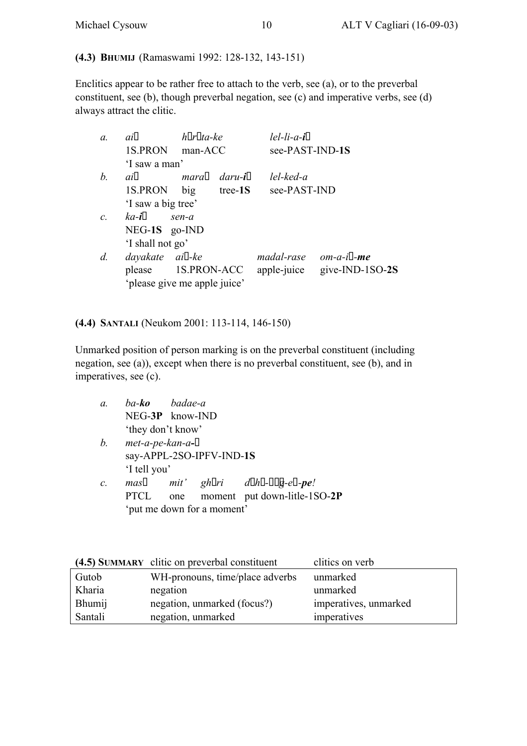**(4.3) BHUMIJ** (Ramaswami 1992: 128-132, 143-151)

Enclitics appear to be rather free to attach to the verb, see (a), or to the preverbal constituent, see (b), though preverbal negation, see (c) and imperative verbs, see (d) always attract the clitic.

| | | | | |
|---|---|---|---|---|
| *a.* | *ai* | *hr ta-ke* | *lel-li-a-**i*** | |
| | 1S.PRON | man-ACC | see-PAST-IND-**1S** | |
| | 'I saw a man' | | | |
| *b.* | *ai* | *mara daru-**i*** | *lel-ked-a* | |
| | 1S.PRON | big tree-**1S** | see-PAST-IND | |
| | 'I saw a big tree' | | | |
| *c.* | *ka-**i*** | *sen-a* | | |
| | NEG-**1S** | go-IND | | |
| | 'I shall not go' | | | |
| *d.* | *dayakate* | *ai-ke* | *madal-rase* | *om-a-i-**me*** |
| | please | 1S.PRON-ACC | apple-juice | give-IND-1SO-**2S** |
| | 'please give me apple juice' | | | |

**(4.4) SANTALI** (Neukom 2001: 113-114, 146-150)

Unmarked position of person marking is on the preverbal constituent (including negation, see (a)), except when there is no preverbal constituent, see (b), and in imperatives, see (c).

| | | | | |
|---|---|---|---|---|
| *a.* | *ba-**ko*** | *badae-a* | | |
| | NEG-**3P** | know-IND | | |
| | 'they don't know' | | | |
| *b.* | *met-a-pe-kan-a-* | | | |
| | say-APPL-2SO-IPFV-IND-**1S** | | | |
| | 'I tell you' | | | |
| *c.* | *mas* | *mit'* | *ghri* | *dh-g-e-**pe**!* |
| | PTCL | one | moment | put down-litle-1SO-**2P** |
| | 'put me down for a moment' | | | |

| **(4.5) SUMMARY** | clitic on preverbal constituent | clitics on verb |
|---|---|---|
| Gutob | WH-pronouns, time/place adverbs | unmarked |
| Kharia | negation | unmarked |
| Bhumij | negation, unmarked (focus?) | imperatives, unmarked |
| Santali | negation, unmarked | imperatives |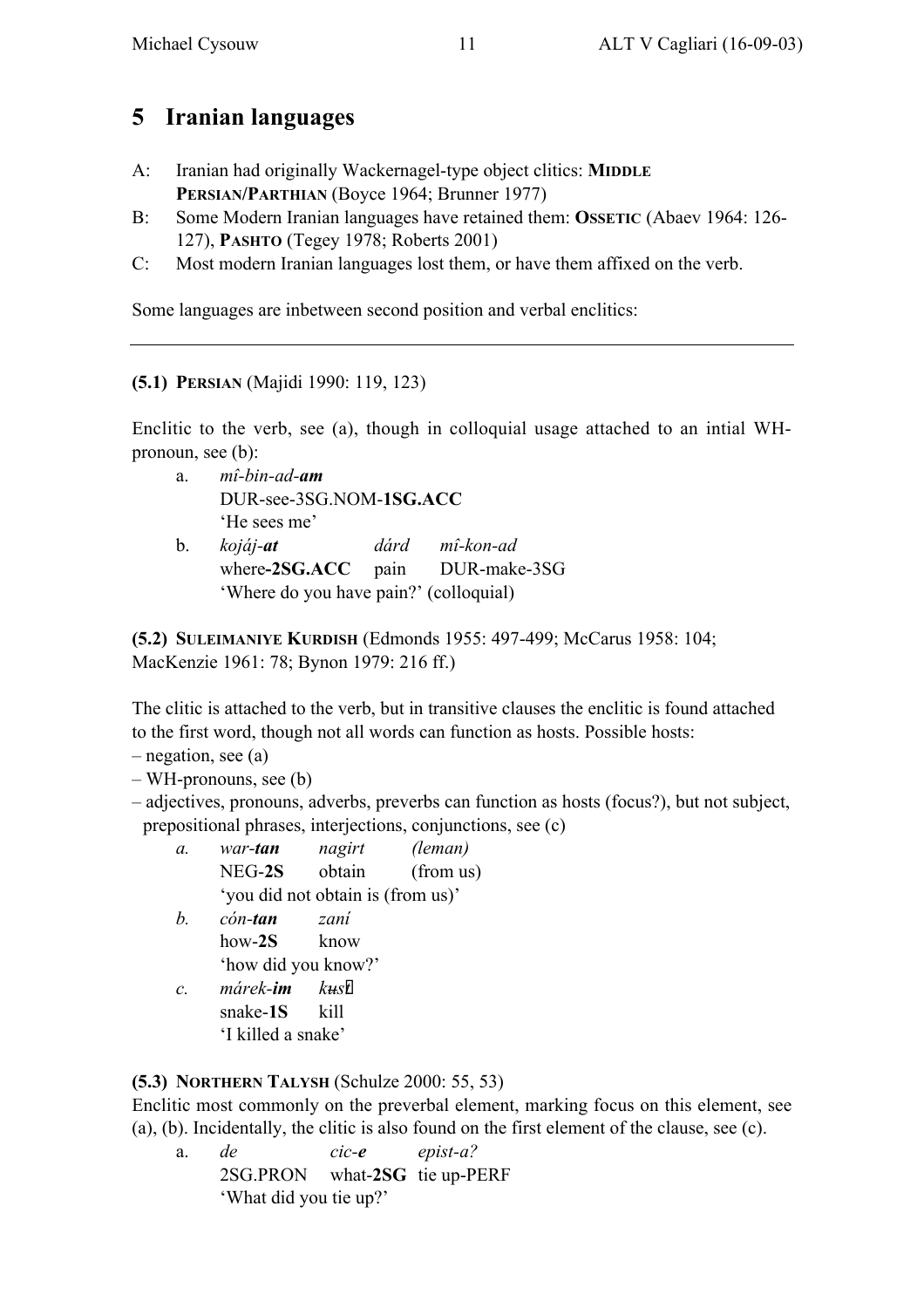# 5 Iranian languages

A: Iranian had originally Wackernagel-type object clitics: **MIDDLE PERSIAN/PARTHIAN** (Boyce 1964; Brunner 1977)

B: Some Modern Iranian languages have retained them: **OSSETIC** (Abaev 1964: 126-127), **PASHTO** (Tegey 1978; Roberts 2001)

C: Most modern Iranian languages lost them, or have them affixed on the verb.

Some languages are inbetween second position and verbal enclitics:

---

**(5.1) PERSIAN** (Majidi 1990: 119, 123)

Enclitic to the verb, see (a), though in colloquial usage attached to an intial WH-pronoun, see (b):

a. *mî-bin-ad-**am***
DUR-see-3SG.NOM-**1SG.ACC**
'He sees me'

b. *kojáj-**at*** *dárd* *mî-kon-ad*
where-**2SG.ACC** pain DUR-make-3SG
'Where do you have pain?' (colloquial)

**(5.2) SULEIMANIYE KURDISH** (Edmonds 1955: 497-499; McCarus 1958: 104; MacKenzie 1961: 78; Bynon 1979: 216 ff.)

The clitic is attached to the verb, but in transitive clauses the enclitic is found attached to the first word, though not all words can function as hosts. Possible hosts:
– negation, see (a)
– WH-pronouns, see (b)
– adjectives, pronouns, adverbs, preverbs can function as hosts (focus?), but not subject, prepositional phrases, interjections, conjunctions, see (c)

*a.* *war-**tan*** *nagirt* *(leman)*
NEG-**2S** obtain (from us)
'you did not obtain is (from us)'

*b.* *cón-**tan*** *zaní*
how-**2S** know
'how did you know?'

*c.* *márek-**im*** *kust*
snake-**1S** kill
'I killed a snake'

**(5.3) NORTHERN TALYSH** (Schulze 2000: 55, 53)

Enclitic most commonly on the preverbal element, marking focus on this element, see (a), (b). Incidentally, the clitic is also found on the first element of the clause, see (c).

a. *de* *cic-**e*** *epist-a?*
2SG.PRON what-**2SG** tie up-PERF
'What did you tie up?'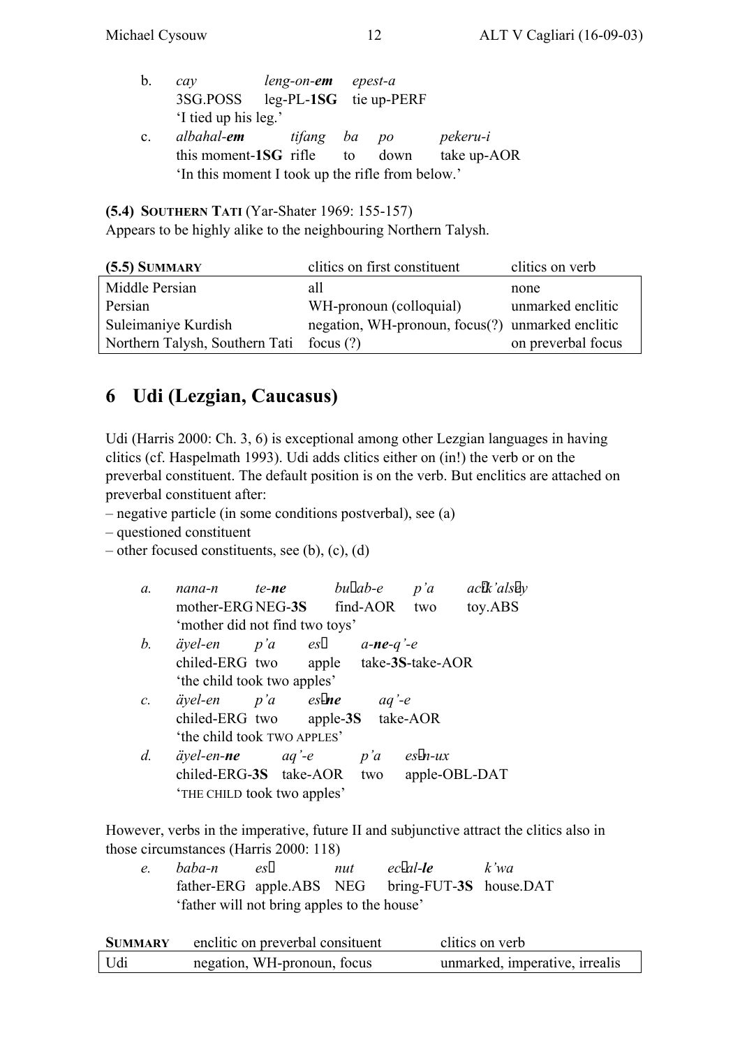b. *cay* *leng-on-**em*** *epest-a*
3SG.POSS leg-PL-**1SG** tie up-PERF
'I tied up his leg.'

c. *albahal-**em*** *tifang* *ba* *po* *pekeru-i*
this moment-**1SG** rifle to down take up-AOR
'In this moment I took up the rifle from below.'

**(5.4) SOUTHERN TATI** (Yar-Shater 1969: 155-157)
Appears to be highly alike to the neighbouring Northern Talysh.

| **(5.5) SUMMARY** | clitics on first constituent | clitics on verb |
|---|---|---|
| Middle Persian | all | none |
| Persian | WH-pronoun (colloquial) | unmarked enclitic |
| Suleimaniye Kurdish | negation, WH-pronoun, focus(?) | unmarked enclitic |
| Northern Talysh, Southern Tati | focus (?) | on preverbal focus |

## 6 Udi (Lezgian, Caucasus)

Udi (Harris 2000: Ch. 3, 6) is exceptional among other Lezgian languages in having clitics (cf. Haspelmath 1993). Udi adds clitics either on (in!) the verb or on the preverbal constituent. The default position is on the verb. But enclitics are attached on preverbal constituent after:
– negative particle (in some conditions postverbal), see (a)
– questioned constituent
– other focused constituents, see (b), (c), (d)

*a.* *nana-n* *te-**ne*** *bu�ab-e* *p'a* *ac�k'als�y*
mother-ERG NEG-**3S** find-AOR two toy.ABS
'mother did not find two toys'

*b.* *äyel-en* *p'a* *es�* *a-**ne**-q'-e*
chiled-ERG two apple take-**3S**-take-AOR
'the child took two apples'

*c.* *äyel-en* *p'a* *es�**ne*** *aq'-e*
chiled-ERG two apple-**3S** take-AOR
'the child took TWO APPLES'

*d.* *äyel-en-**ne*** *aq'-e* *p'a* *es�n-ux*
chiled-ERG-**3S** take-AOR two apple-OBL-DAT
'THE CHILD took two apples'

However, verbs in the imperative, future II and subjunctive attract the clitics also in those circumstances (Harris 2000: 118)

*e.* *baba-n* *es�* *nut* *ec�al-**le*** *k'wa*
father-ERG apple.ABS NEG bring-FUT-**3S** house.DAT
'father will not bring apples to the house'

| **SUMMARY** | enclitic on preverbal consituent | clitics on verb |
|---|---|---|
| Udi | negation, WH-pronoun, focus | unmarked, imperative, irrealis |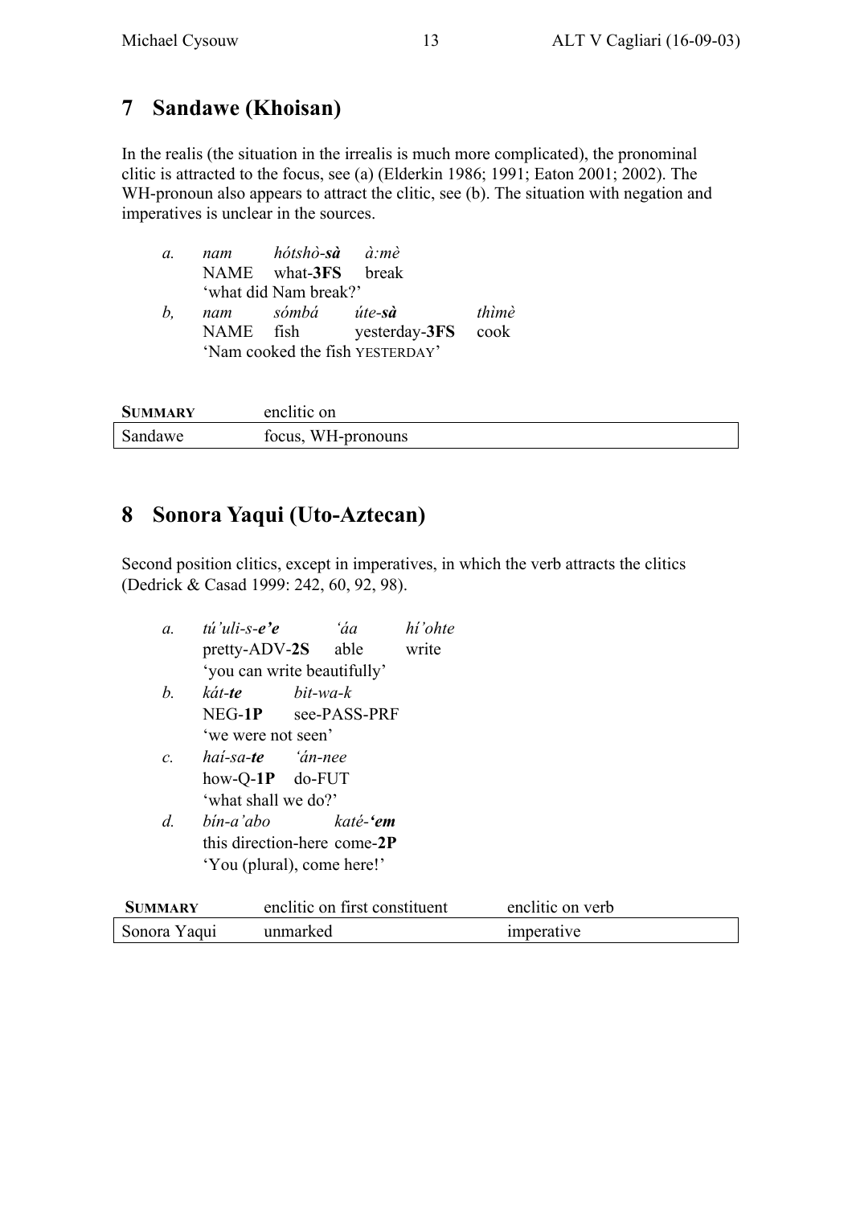## 7 Sandawe (Khoisan)

In the realis (the situation in the irrealis is much more complicated), the pronominal clitic is attracted to the focus, see (a) (Elderkin 1986; 1991; Eaton 2001; 2002). The WH-pronoun also appears to attract the clitic, see (b). The situation with negation and imperatives is unclear in the sources.

| | | | | |
|---|---|---|---|---|
| *a.* | *nam* | *hótshò-**sà*** | *à:mè* | |
| | NAME | what-**3FS** | break | |
| | 'what did Nam break?' | | | |
| *b,* | *nam* | *sómbá* | *úte-**sà*** | *thìmè* |
| | NAME | fish | yesterday-**3FS** | cook |
| | 'Nam cooked the fish YESTERDAY' | | | |

| **SUMMARY** | enclitic on |
|---|---|
| Sandawe | focus, WH-pronouns |

## 8 Sonora Yaqui (Uto-Aztecan)

Second position clitics, except in imperatives, in which the verb attracts the clitics (Dedrick & Casad 1999: 242, 60, 92, 98).

| | | | |
|---|---|---|---|
| *a.* | *tú'uli-s-**e'e*** | *'áa* | *hí'ohte* |
| | pretty-ADV-**2S** | able | write |
| | 'you can write beautifully' | | |
| *b.* | *kát-**te*** | *bit-wa-k* | |
| | NEG-**1P** | see-PASS-PRF | |
| | 'we were not seen' | | |
| *c.* | *haí-sa-**te*** | *'án-nee* | |
| | how-Q-**1P** | do-FUT | |
| | 'what shall we do?' | | |
| *d.* | *bín-a'abo* | *katé-**'em*** | |
| | this direction-here | come-**2P** | |
| | 'You (plural), come here!' | | |

| **SUMMARY** | enclitic on first constituent | enclitic on verb |
|---|---|---|
| Sonora Yaqui | unmarked | imperative |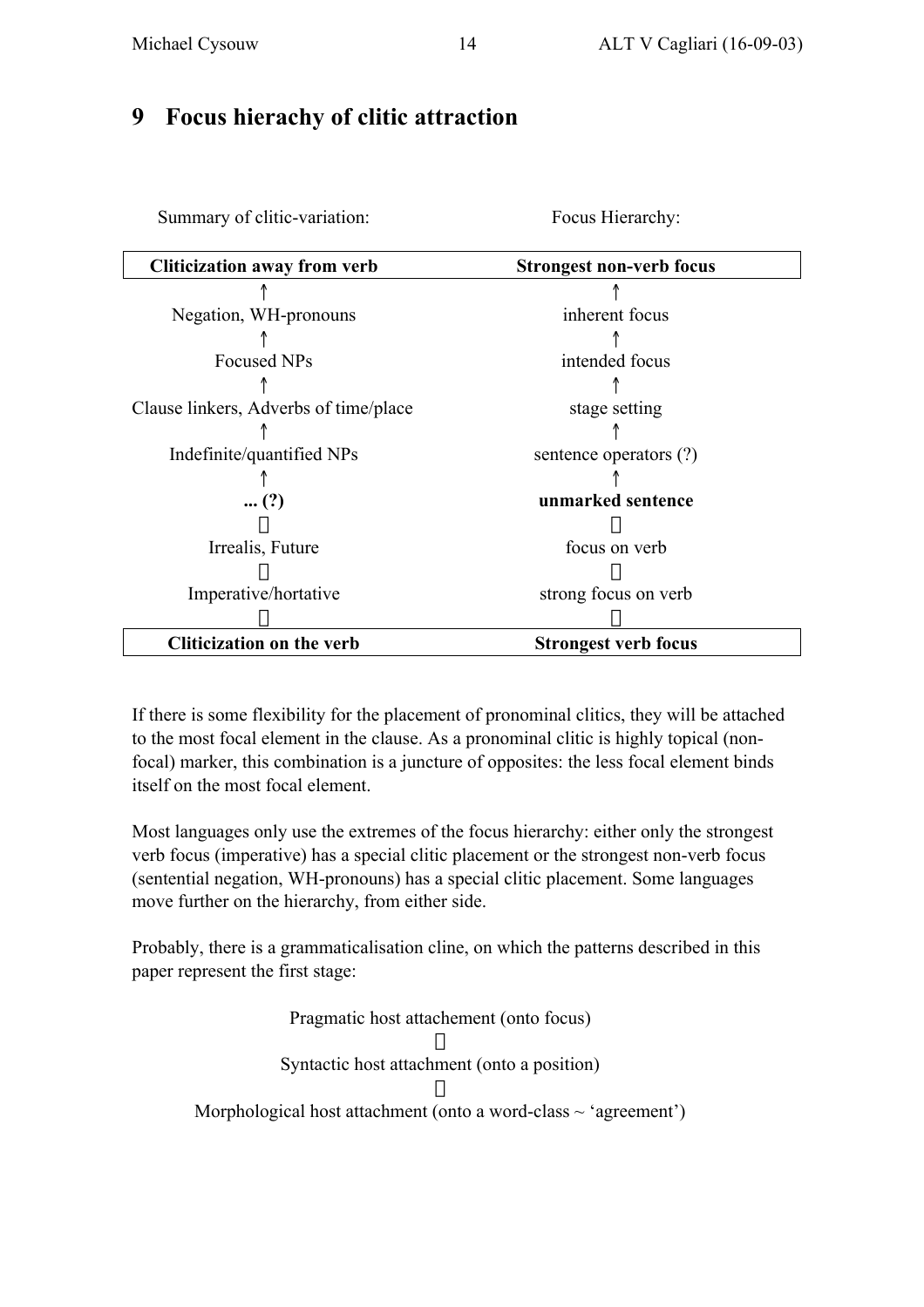## 9 Focus hierachy of clitic attraction

| Summary of clitic-variation: | Focus Hierarchy: |
|---|---|
| **Cliticization away from verb** | **Strongest non-verb focus** |
| ↑ | ↑ |
| Negation, WH-pronouns | inherent focus |
| ↑ | ↑ |
| Focused NPs | intended focus |
| ↑ | ↑ |
| Clause linkers, Adverbs of time/place | stage setting |
| ↑ | ↑ |
| Indefinite/quantified NPs | sentence operators (?) |
| ↑ | ↑ |
| **... (?)** | **unmarked sentence** |
| ↓ | ↓ |
| Irrealis, Future | focus on verb |
| ↓ | ↓ |
| Imperative/hortative | strong focus on verb |
| ↓ | ↓ |
| **Cliticization on the verb** | **Strongest verb focus** |

If there is some flexibility for the placement of pronominal clitics, they will be attached to the most focal element in the clause. As a pronominal clitic is highly topical (non-focal) marker, this combination is a juncture of opposites: the less focal element binds itself on the most focal element.

Most languages only use the extremes of the focus hierarchy: either only the strongest verb focus (imperative) has a special clitic placement or the strongest non-verb focus (sentential negation, WH-pronouns) has a special clitic placement. Some languages move further on the hierarchy, from either side.

Probably, there is a grammaticalisation cline, on which the patterns described in this paper represent the first stage:

Pragmatic host attachement (onto focus)

↓

Syntactic host attachment (onto a position)

↓

Morphological host attachment (onto a word-class ~ 'agreement')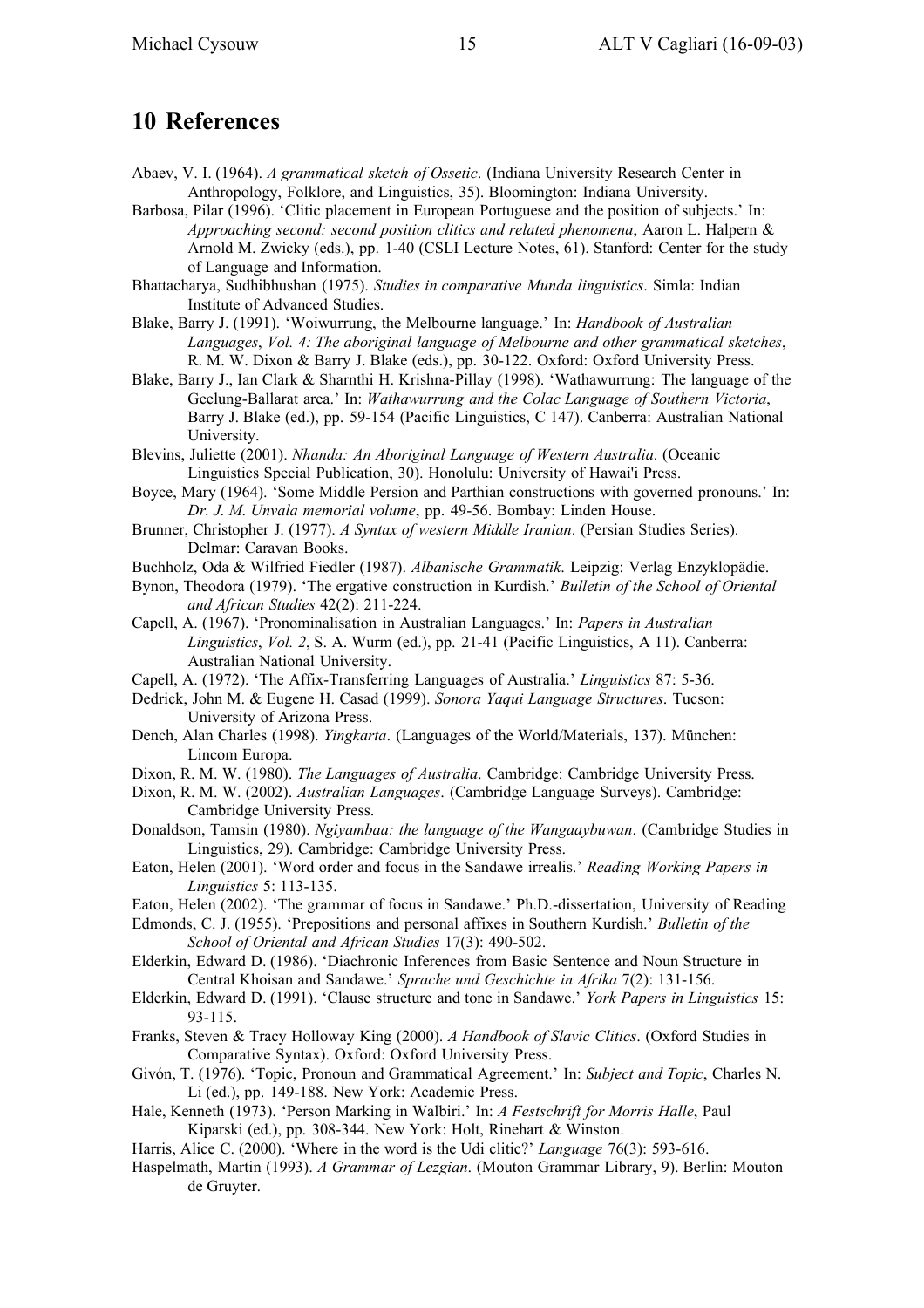## 10 References

Abaev, V. I. (1964). *A grammatical sketch of Ossetic*. (Indiana University Research Center in Anthropology, Folklore, and Linguistics, 35). Bloomington: Indiana University.

Barbosa, Pilar (1996). 'Clitic placement in European Portuguese and the position of subjects.' In: *Approaching second: second position clitics and related phenomena*, Aaron L. Halpern & Arnold M. Zwicky (eds.), pp. 1-40 (CSLI Lecture Notes, 61). Stanford: Center for the study of Language and Information.

Bhattacharya, Sudhibhushan (1975). *Studies in comparative Munda linguistics*. Simla: Indian Institute of Advanced Studies.

Blake, Barry J. (1991). 'Woiwurrung, the Melbourne language.' In: *Handbook of Australian Languages*, *Vol. 4: The aboriginal language of Melbourne and other grammatical sketches*, R. M. W. Dixon & Barry J. Blake (eds.), pp. 30-122. Oxford: Oxford University Press.

Blake, Barry J., Ian Clark & Sharnthi H. Krishna-Pillay (1998). 'Wathawurrung: The language of the Geelung-Ballarat area.' In: *Wathawurrung and the Colac Language of Southern Victoria*, Barry J. Blake (ed.), pp. 59-154 (Pacific Linguistics, C 147). Canberra: Australian National University.

Blevins, Juliette (2001). *Nhanda: An Aboriginal Language of Western Australia*. (Oceanic Linguistics Special Publication, 30). Honolulu: University of Hawai'i Press.

Boyce, Mary (1964). 'Some Middle Persion and Parthian constructions with governed pronouns.' In: *Dr. J. M. Unvala memorial volume*, pp. 49-56. Bombay: Linden House.

Brunner, Christopher J. (1977). *A Syntax of western Middle Iranian*. (Persian Studies Series). Delmar: Caravan Books.

Buchholz, Oda & Wilfried Fiedler (1987). *Albanische Grammatik*. Leipzig: Verlag Enzyklopädie.

Bynon, Theodora (1979). 'The ergative construction in Kurdish.' *Bulletin of the School of Oriental and African Studies* 42(2): 211-224.

Capell, A. (1967). 'Pronominalisation in Australian Languages.' In: *Papers in Australian Linguistics*, *Vol. 2*, S. A. Wurm (ed.), pp. 21-41 (Pacific Linguistics, A 11). Canberra: Australian National University.

Capell, A. (1972). 'The Affix-Transferring Languages of Australia.' *Linguistics* 87: 5-36.

Dedrick, John M. & Eugene H. Casad (1999). *Sonora Yaqui Language Structures*. Tucson: University of Arizona Press.

Dench, Alan Charles (1998). *Yingkarta*. (Languages of the World/Materials, 137). München: Lincom Europa.

Dixon, R. M. W. (1980). *The Languages of Australia*. Cambridge: Cambridge University Press.

Dixon, R. M. W. (2002). *Australian Languages*. (Cambridge Language Surveys). Cambridge: Cambridge University Press.

Donaldson, Tamsin (1980). *Ngiyambaa: the language of the Wangaaybuwan*. (Cambridge Studies in Linguistics, 29). Cambridge: Cambridge University Press.

Eaton, Helen (2001). 'Word order and focus in the Sandawe irrealis.' *Reading Working Papers in Linguistics* 5: 113-135.

Eaton, Helen (2002). 'The grammar of focus in Sandawe.' Ph.D.-dissertation, University of Reading

Edmonds, C. J. (1955). 'Prepositions and personal affixes in Southern Kurdish.' *Bulletin of the School of Oriental and African Studies* 17(3): 490-502.

Elderkin, Edward D. (1986). 'Diachronic Inferences from Basic Sentence and Noun Structure in Central Khoisan and Sandawe.' *Sprache und Geschichte in Afrika* 7(2): 131-156.

Elderkin, Edward D. (1991). 'Clause structure and tone in Sandawe.' *York Papers in Linguistics* 15: 93-115.

Franks, Steven & Tracy Holloway King (2000). *A Handbook of Slavic Clitics*. (Oxford Studies in Comparative Syntax). Oxford: Oxford University Press.

Givón, T. (1976). 'Topic, Pronoun and Grammatical Agreement.' In: *Subject and Topic*, Charles N. Li (ed.), pp. 149-188. New York: Academic Press.

Hale, Kenneth (1973). 'Person Marking in Walbiri.' In: *A Festschrift for Morris Halle*, Paul Kiparski (ed.), pp. 308-344. New York: Holt, Rinehart & Winston.

Harris, Alice C. (2000). 'Where in the word is the Udi clitic?' *Language* 76(3): 593-616.

Haspelmath, Martin (1993). *A Grammar of Lezgian*. (Mouton Grammar Library, 9). Berlin: Mouton de Gruyter.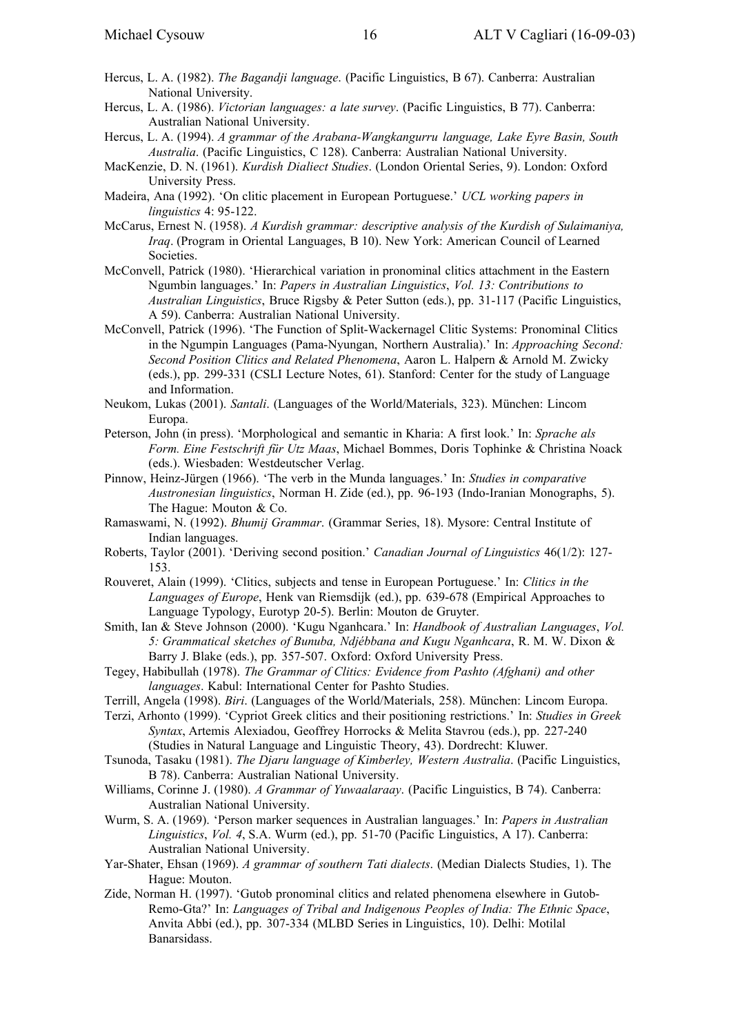Hercus, L. A. (1982). *The Bagandji language*. (Pacific Linguistics, B 67). Canberra: Australian National University.

Hercus, L. A. (1986). *Victorian languages: a late survey*. (Pacific Linguistics, B 77). Canberra: Australian National University.

Hercus, L. A. (1994). *A grammar of the Arabana-Wangkangurru language, Lake Eyre Basin, South Australia*. (Pacific Linguistics, C 128). Canberra: Australian National University.

MacKenzie, D. N. (1961). *Kurdish Dialiect Studies*. (London Oriental Series, 9). London: Oxford University Press.

Madeira, Ana (1992). 'On clitic placement in European Portuguese.' *UCL working papers in linguistics* 4: 95-122.

McCarus, Ernest N. (1958). *A Kurdish grammar: descriptive analysis of the Kurdish of Sulaimaniya, Iraq*. (Program in Oriental Languages, B 10). New York: American Council of Learned Societies.

McConvell, Patrick (1980). 'Hierarchical variation in pronominal clitics attachment in the Eastern Ngumbin languages.' In: *Papers in Australian Linguistics*, *Vol. 13: Contributions to Australian Linguistics*, Bruce Rigsby & Peter Sutton (eds.), pp. 31-117 (Pacific Linguistics, A 59). Canberra: Australian National University.

McConvell, Patrick (1996). 'The Function of Split-Wackernagel Clitic Systems: Pronominal Clitics in the Ngumpin Languages (Pama-Nyungan, Northern Australia).' In: *Approaching Second: Second Position Clitics and Related Phenomena*, Aaron L. Halpern & Arnold M. Zwicky (eds.), pp. 299-331 (CSLI Lecture Notes, 61). Stanford: Center for the study of Language and Information.

Neukom, Lukas (2001). *Santali*. (Languages of the World/Materials, 323). München: Lincom Europa.

Peterson, John (in press). 'Morphological and semantic in Kharia: A first look.' In: *Sprache als Form. Eine Festschrift für Utz Maas*, Michael Bommes, Doris Tophinke & Christina Noack (eds.). Wiesbaden: Westdeutscher Verlag.

Pinnow, Heinz-Jürgen (1966). 'The verb in the Munda languages.' In: *Studies in comparative Austronesian linguistics*, Norman H. Zide (ed.), pp. 96-193 (Indo-Iranian Monographs, 5). The Hague: Mouton & Co.

Ramaswami, N. (1992). *Bhumij Grammar*. (Grammar Series, 18). Mysore: Central Institute of Indian languages.

Roberts, Taylor (2001). 'Deriving second position.' *Canadian Journal of Linguistics* 46(1/2): 127-153.

Rouveret, Alain (1999). 'Clitics, subjects and tense in European Portuguese.' In: *Clitics in the Languages of Europe*, Henk van Riemsdijk (ed.), pp. 639-678 (Empirical Approaches to Language Typology, Eurotyp 20-5). Berlin: Mouton de Gruyter.

Smith, Ian & Steve Johnson (2000). 'Kugu Nganhcara.' In: *Handbook of Australian Languages*, *Vol. 5: Grammatical sketches of Bunuba, Ndjébbana and Kugu Nganhcara*, R. M. W. Dixon & Barry J. Blake (eds.), pp. 357-507. Oxford: Oxford University Press.

Tegey, Habibullah (1978). *The Grammar of Clitics: Evidence from Pashto (Afghani) and other languages*. Kabul: International Center for Pashto Studies.

Terrill, Angela (1998). *Biri*. (Languages of the World/Materials, 258). München: Lincom Europa.

Terzi, Arhonto (1999). 'Cypriot Greek clitics and their positioning restrictions.' In: *Studies in Greek Syntax*, Artemis Alexiadou, Geoffrey Horrocks & Melita Stavrou (eds.), pp. 227-240 (Studies in Natural Language and Linguistic Theory, 43). Dordrecht: Kluwer.

Tsunoda, Tasaku (1981). *The Djaru language of Kimberley, Western Australia*. (Pacific Linguistics, B 78). Canberra: Australian National University.

Williams, Corinne J. (1980). *A Grammar of Yuwaalaraay*. (Pacific Linguistics, B 74). Canberra: Australian National University.

Wurm, S. A. (1969). 'Person marker sequences in Australian languages.' In: *Papers in Australian Linguistics*, *Vol. 4*, S.A. Wurm (ed.), pp. 51-70 (Pacific Linguistics, A 17). Canberra: Australian National University.

Yar-Shater, Ehsan (1969). *A grammar of southern Tati dialects*. (Median Dialects Studies, 1). The Hague: Mouton.

Zide, Norman H. (1997). 'Gutob pronominal clitics and related phenomena elsewhere in Gutob-Remo-Gta?' In: *Languages of Tribal and Indigenous Peoples of India: The Ethnic Space*, Anvita Abbi (ed.), pp. 307-334 (MLBD Series in Linguistics, 10). Delhi: Motilal Banarsidass.